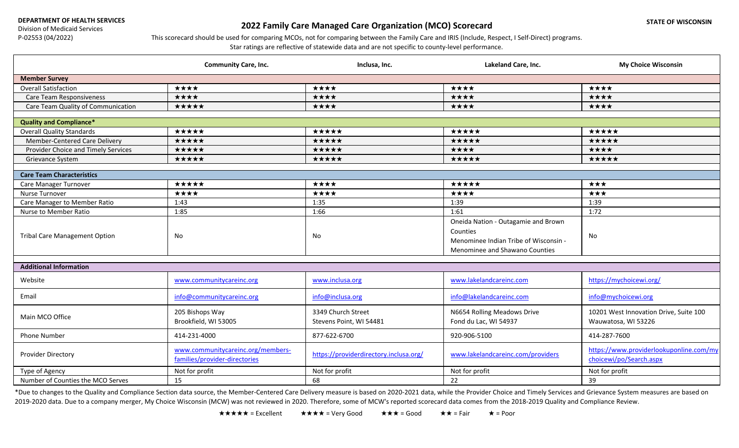DEPARTMENT OF HEALTH SERVICES
Division of Medicaid Services
P-02553 (04/2022)

STATE OF WISCONSIN

# 2022 Family Care Managed Care Organization (MCO) Scorecard

This scorecard should be used for comparing MCOs, not for comparing between the Family Care and IRIS (Include, Respect, I Self-Direct) programs.
Star ratings are reflective of statewide data and are not specific to county-level performance.

| | Community Care, Inc. | Inclusa, Inc. | Lakeland Care, Inc. | My Choice Wisconsin |
|---|---|---|---|---|
| **Member Survey** | | | | |
| Overall Satisfaction | ★★★★ | ★★★★ | ★★★★ | ★★★★ |
| Care Team Responsiveness | ★★★★ | ★★★★ | ★★★★ | ★★★★ |
| Care Team Quality of Communication | ★★★★★ | ★★★★ | ★★★★ | ★★★★ |
| **Quality and Compliance*** | | | | |
| Overall Quality Standards | ★★★★★ | ★★★★★ | ★★★★★ | ★★★★★ |
| Member-Centered Care Delivery | ★★★★★ | ★★★★★ | ★★★★★ | ★★★★★ |
| Provider Choice and Timely Services | ★★★★★ | ★★★★★ | ★★★★ | ★★★★ |
| Grievance System | ★★★★★ | ★★★★★ | ★★★★★ | ★★★★★ |
| **Care Team Characteristics** | | | | |
| Care Manager Turnover | ★★★★★ | ★★★★ | ★★★★★ | ★★★ |
| Nurse Turnover | ★★★★ | ★★★★ | ★★★★ | ★★★ |
| Care Manager to Member Ratio | 1:43 | 1:35 | 1:39 | 1:39 |
| Nurse to Member Ratio | 1:85 | 1:66 | 1:61 | 1:72 |
| Tribal Care Management Option | No | No | Oneida Nation - Outagamie and Brown Counties<br>Menominee Indian Tribe of Wisconsin - Menominee and Shawano Counties | No |
| **Additional Information** | | | | |
| Website | www.communitycareinc.org | www.inclusa.org | www.lakelandcareinc.com | https://mychoicewi.org/ |
| Email | info@communitycareinc.org | info@inclusa.org | info@lakelandcareinc.com | info@mychoicewi.org |
| Main MCO Office | 205 Bishops Way<br>Brookfield, WI 53005 | 3349 Church Street<br>Stevens Point, WI 54481 | N6654 Rolling Meadows Drive<br>Fond du Lac, WI 54937 | 10201 West Innovation Drive, Suite 100<br>Wauwatosa, WI 53226 |
| Phone Number | 414-231-4000 | 877-622-6700 | 920-906-5100 | 414-287-7600 |
| Provider Directory | www.communitycareinc.org/members-families/provider-directories | https://providerdirectory.inclusa.org/ | www.lakelandcareinc.com/providers | https://www.providerlookuponline.com/mychoicewi/po/Search.aspx |
| Type of Agency | Not for profit | Not for profit | Not for profit | Not for profit |
| Number of Counties the MCO Serves | 15 | 68 | 22 | 39 |

*Due to changes to the Quality and Compliance Section data source, the Member-Centered Care Delivery measure is based on 2020-2021 data, while the Provider Choice and Timely Services and Grievance System measures are based on 2019-2020 data. Due to a company merger, My Choice Wisconsin (MCW) was not reviewed in 2020. Therefore, some of MCW's reported scorecard data comes from the 2018-2019 Quality and Compliance Review.

★★★★★ = Excellent ★★★★ = Very Good ★★★ = Good ★★ = Fair ★ = Poor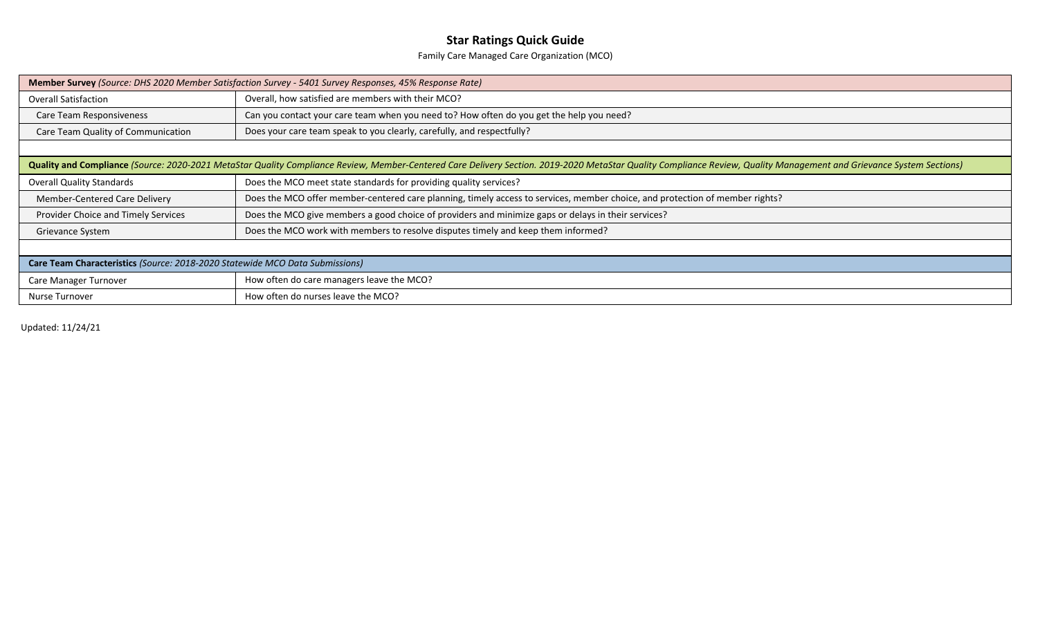## Star Ratings Quick Guide

Family Care Managed Care Organization (MCO)

| | |
|---|---|
| **Member Survey** *(Source: DHS 2020 Member Satisfaction Survey - 5401 Survey Responses, 45% Response Rate)* | |
| Overall Satisfaction | Overall, how satisfied are members with their MCO? |
| Care Team Responsiveness | Can you contact your care team when you need to? How often do you get the help you need? |
| Care Team Quality of Communication | Does your care team speak to you clearly, carefully, and respectfully? |
| | |
| **Quality and Compliance** *(Source: 2020-2021 MetaStar Quality Compliance Review, Member-Centered Care Delivery Section. 2019-2020 MetaStar Quality Compliance Review, Quality Management and Grievance System Sections)* | |
| Overall Quality Standards | Does the MCO meet state standards for providing quality services? |
| Member-Centered Care Delivery | Does the MCO offer member-centered care planning, timely access to services, member choice, and protection of member rights? |
| Provider Choice and Timely Services | Does the MCO give members a good choice of providers and minimize gaps or delays in their services? |
| Grievance System | Does the MCO work with members to resolve disputes timely and keep them informed? |
| | |
| **Care Team Characteristics** *(Source: 2018-2020 Statewide MCO Data Submissions)* | |
| Care Manager Turnover | How often do care managers leave the MCO? |
| Nurse Turnover | How often do nurses leave the MCO? |

Updated: 11/24/21